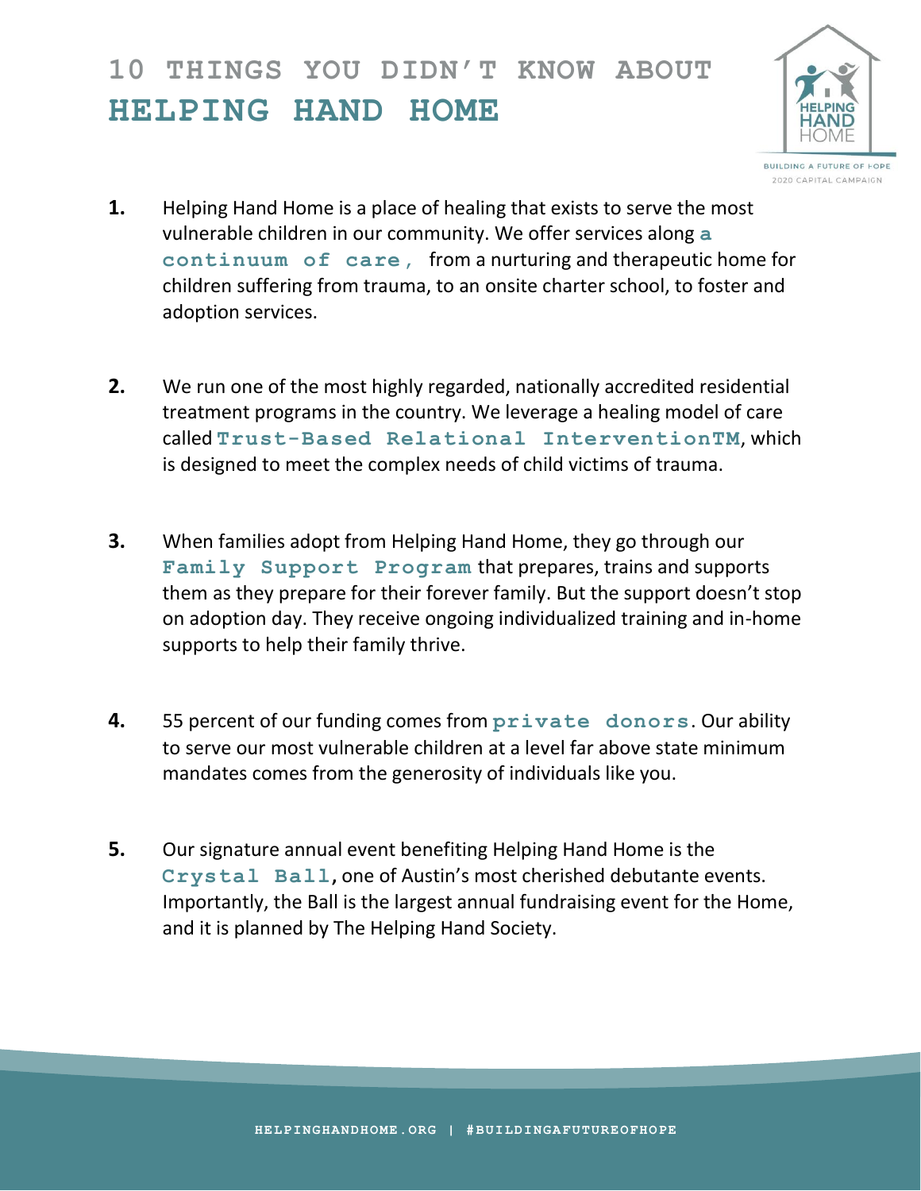# 10 THINGS YOU DIDN'T KNOW ABOUT HELPING HAND HOME

1. Helping Hand Home is a place of healing that exists to serve the most vulnerable children in our community. We offer services along **a continuum of care,** from a nurturing and therapeutic home for children suffering from trauma, to an onsite charter school, to foster and adoption services.

2. We run one of the most highly regarded, nationally accredited residential treatment programs in the country. We leverage a healing model of care called **Trust-Based Relational InterventionTM**, which is designed to meet the complex needs of child victims of trauma.

3. When families adopt from Helping Hand Home, they go through our **Family Support Program** that prepares, trains and supports them as they prepare for their forever family. But the support doesn't stop on adoption day. They receive ongoing individualized training and in-home supports to help their family thrive.

4. 55 percent of our funding comes from **private donors**. Our ability to serve our most vulnerable children at a level far above state minimum mandates comes from the generosity of individuals like you.

5. Our signature annual event benefiting Helping Hand Home is the **Crystal Ball,** one of Austin's most cherished debutante events. Importantly, the Ball is the largest annual fundraising event for the Home, and it is planned by The Helping Hand Society.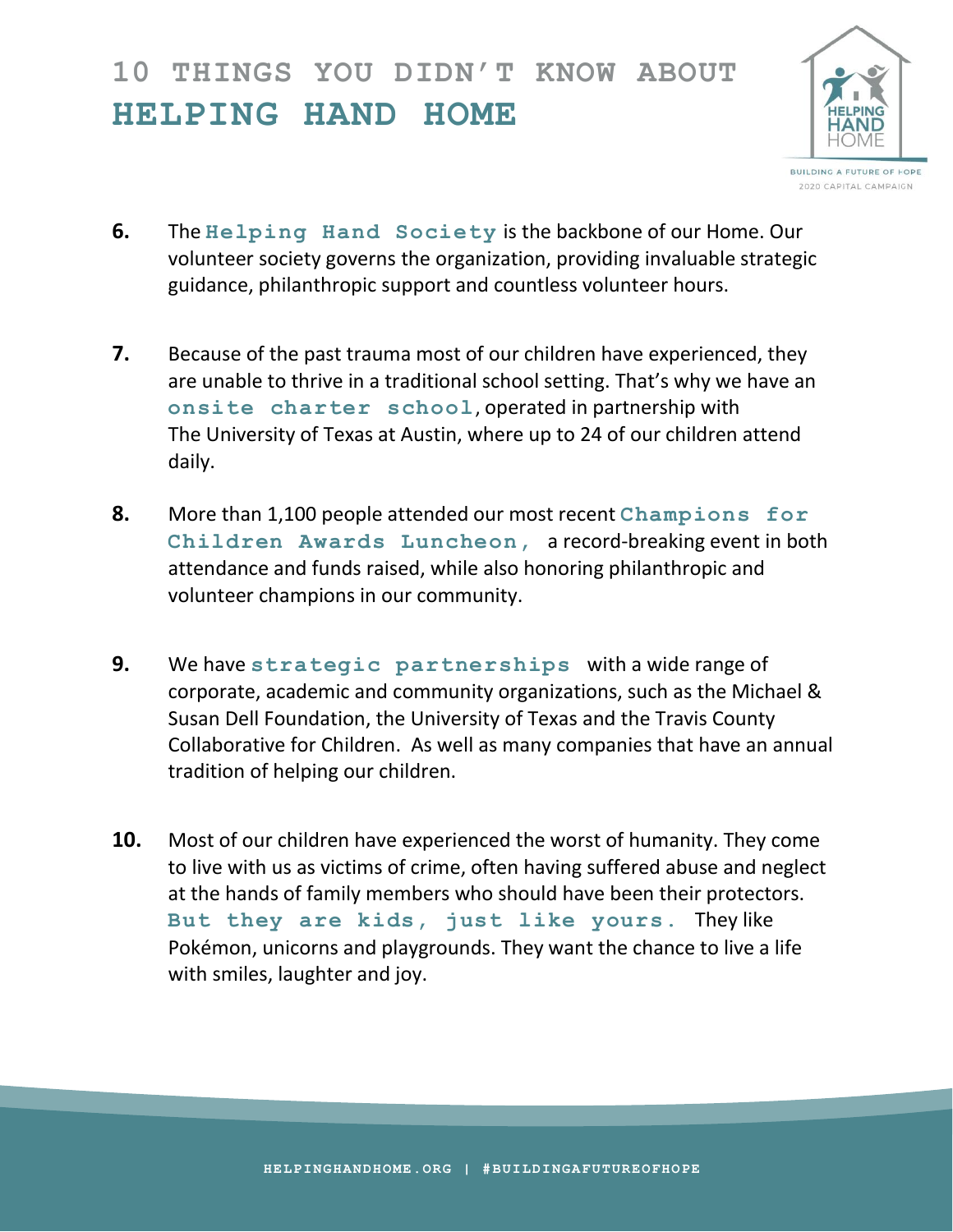# 10 THINGS YOU DIDN'T KNOW ABOUT HELPING HAND HOME

HELPING HAND HOME

BUILDING A FUTURE OF HOPE

2020 CAPITAL CAMPAIGN

6. The **Helping Hand Society** is the backbone of our Home. Our volunteer society governs the organization, providing invaluable strategic guidance, philanthropic support and countless volunteer hours.

7. Because of the past trauma most of our children have experienced, they are unable to thrive in a traditional school setting. That's why we have an **onsite charter school**, operated in partnership with The University of Texas at Austin, where up to 24 of our children attend daily.

8. More than 1,100 people attended our most recent **Champions for Children Awards Luncheon**, a record-breaking event in both attendance and funds raised, while also honoring philanthropic and volunteer champions in our community.

9. We have **strategic partnerships** with a wide range of corporate, academic and community organizations, such as the Michael & Susan Dell Foundation, the University of Texas and the Travis County Collaborative for Children. As well as many companies that have an annual tradition of helping our children.

10. Most of our children have experienced the worst of humanity. They come to live with us as victims of crime, often having suffered abuse and neglect at the hands of family members who should have been their protectors. **But they are kids, just like yours.** They like Pokémon, unicorns and playgrounds. They want the chance to live a life with smiles, laughter and joy.

HELPINGHANDHOME.ORG | #BUILDINGAFUTUREOFHOPE